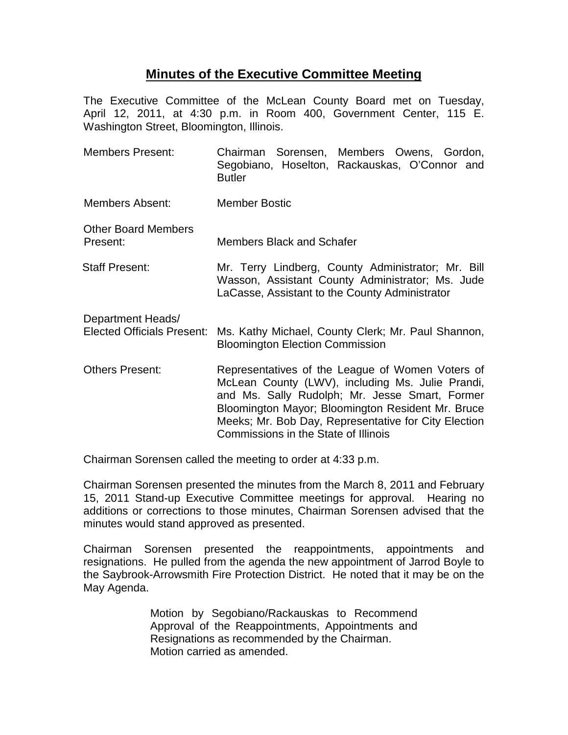# Minutes of the Executive Committee Meeting

The Executive Committee of the McLean County Board met on Tuesday, April 12, 2011, at 4:30 p.m. in Room 400, Government Center, 115 E. Washington Street, Bloomington, Illinois.

| | |
|---|---|
| Members Present: | Chairman Sorensen, Members Owens, Gordon, Segobiano, Hoselton, Rackauskas, O'Connor and Butler |
| Members Absent: | Member Bostic |
| Other Board Members Present: | Members Black and Schafer |
| Staff Present: | Mr. Terry Lindberg, County Administrator; Mr. Bill Wasson, Assistant County Administrator; Ms. Jude LaCasse, Assistant to the County Administrator |
| Department Heads/ Elected Officials Present: | Ms. Kathy Michael, County Clerk; Mr. Paul Shannon, Bloomington Election Commission |
| Others Present: | Representatives of the League of Women Voters of McLean County (LWV), including Ms. Julie Prandi, and Ms. Sally Rudolph; Mr. Jesse Smart, Former Bloomington Mayor; Bloomington Resident Mr. Bruce Meeks; Mr. Bob Day, Representative for City Election Commissions in the State of Illinois |

Chairman Sorensen called the meeting to order at 4:33 p.m.

Chairman Sorensen presented the minutes from the March 8, 2011 and February 15, 2011 Stand-up Executive Committee meetings for approval. Hearing no additions or corrections to those minutes, Chairman Sorensen advised that the minutes would stand approved as presented.

Chairman Sorensen presented the reappointments, appointments and resignations. He pulled from the agenda the new appointment of Jarrod Boyle to the Saybrook-Arrowsmith Fire Protection District. He noted that it may be on the May Agenda.

> Motion by Segobiano/Rackauskas to Recommend Approval of the Reappointments, Appointments and Resignations as recommended by the Chairman.
> Motion carried as amended.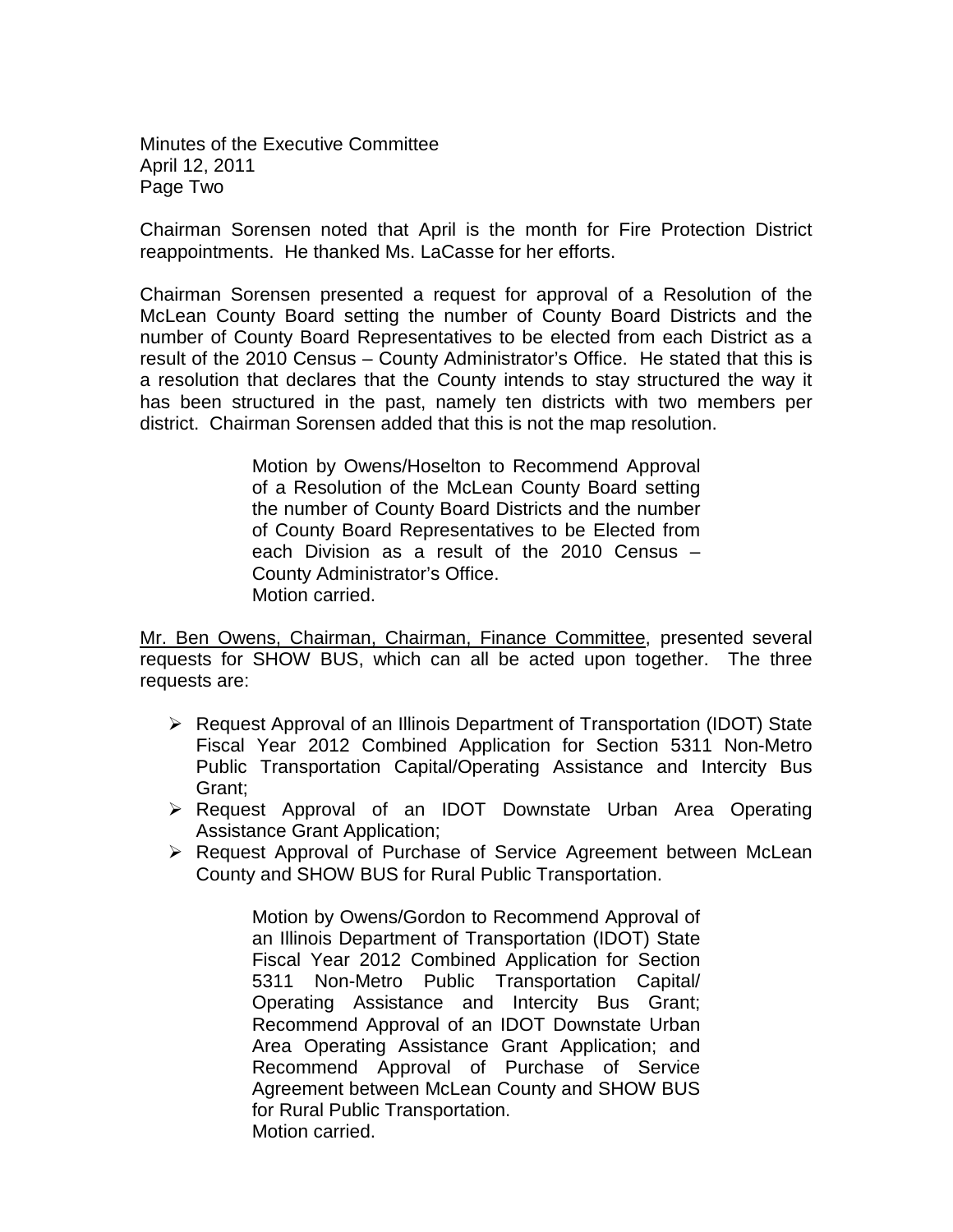Minutes of the Executive Committee
April 12, 2011
Page Two

Chairman Sorensen noted that April is the month for Fire Protection District reappointments. He thanked Ms. LaCasse for her efforts.

Chairman Sorensen presented a request for approval of a Resolution of the McLean County Board setting the number of County Board Districts and the number of County Board Representatives to be elected from each District as a result of the 2010 Census – County Administrator's Office. He stated that this is a resolution that declares that the County intends to stay structured the way it has been structured in the past, namely ten districts with two members per district. Chairman Sorensen added that this is not the map resolution.

> Motion by Owens/Hoselton to Recommend Approval of a Resolution of the McLean County Board setting the number of County Board Districts and the number of County Board Representatives to be Elected from each Division as a result of the 2010 Census – County Administrator's Office.
> Motion carried.

<u>Mr. Ben Owens, Chairman, Chairman, Finance Committee</u>, presented several requests for SHOW BUS, which can all be acted upon together. The three requests are:

- Request Approval of an Illinois Department of Transportation (IDOT) State Fiscal Year 2012 Combined Application for Section 5311 Non-Metro Public Transportation Capital/Operating Assistance and Intercity Bus Grant;
- Request Approval of an IDOT Downstate Urban Area Operating Assistance Grant Application;
- Request Approval of Purchase of Service Agreement between McLean County and SHOW BUS for Rural Public Transportation.

> Motion by Owens/Gordon to Recommend Approval of an Illinois Department of Transportation (IDOT) State Fiscal Year 2012 Combined Application for Section 5311 Non-Metro Public Transportation Capital/ Operating Assistance and Intercity Bus Grant; Recommend Approval of an IDOT Downstate Urban Area Operating Assistance Grant Application; and Recommend Approval of Purchase of Service Agreement between McLean County and SHOW BUS for Rural Public Transportation.
> Motion carried.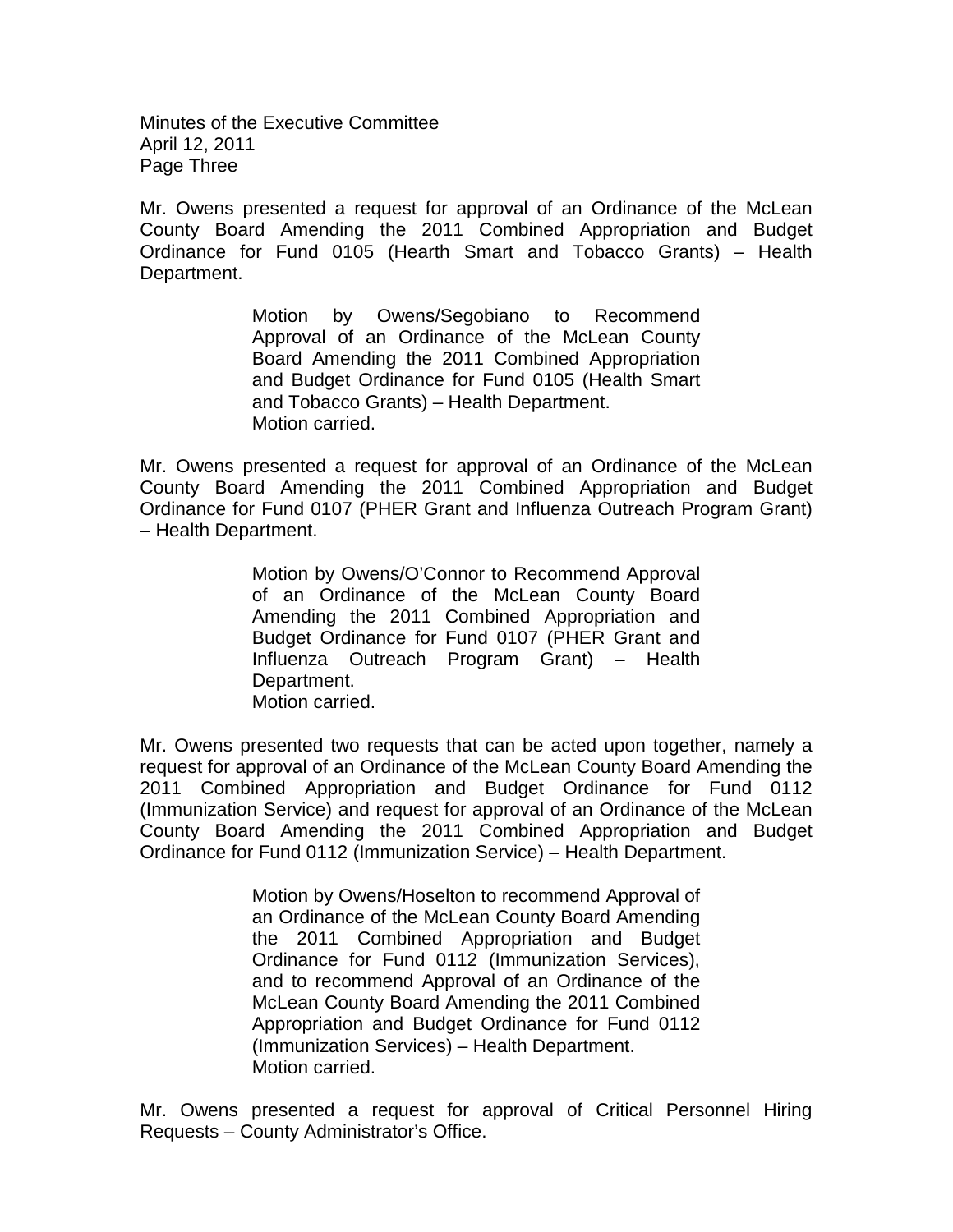Minutes of the Executive Committee
April 12, 2011
Page Three

Mr. Owens presented a request for approval of an Ordinance of the McLean County Board Amending the 2011 Combined Appropriation and Budget Ordinance for Fund 0105 (Hearth Smart and Tobacco Grants) – Health Department.

> Motion by Owens/Segobiano to Recommend Approval of an Ordinance of the McLean County Board Amending the 2011 Combined Appropriation and Budget Ordinance for Fund 0105 (Health Smart and Tobacco Grants) – Health Department.
> Motion carried.

Mr. Owens presented a request for approval of an Ordinance of the McLean County Board Amending the 2011 Combined Appropriation and Budget Ordinance for Fund 0107 (PHER Grant and Influenza Outreach Program Grant) – Health Department.

> Motion by Owens/O'Connor to Recommend Approval of an Ordinance of the McLean County Board Amending the 2011 Combined Appropriation and Budget Ordinance for Fund 0107 (PHER Grant and Influenza Outreach Program Grant) – Health Department.
> Motion carried.

Mr. Owens presented two requests that can be acted upon together, namely a request for approval of an Ordinance of the McLean County Board Amending the 2011 Combined Appropriation and Budget Ordinance for Fund 0112 (Immunization Service) and request for approval of an Ordinance of the McLean County Board Amending the 2011 Combined Appropriation and Budget Ordinance for Fund 0112 (Immunization Service) – Health Department.

> Motion by Owens/Hoselton to recommend Approval of an Ordinance of the McLean County Board Amending the 2011 Combined Appropriation and Budget Ordinance for Fund 0112 (Immunization Services), and to recommend Approval of an Ordinance of the McLean County Board Amending the 2011 Combined Appropriation and Budget Ordinance for Fund 0112 (Immunization Services) – Health Department.
> Motion carried.

Mr. Owens presented a request for approval of Critical Personnel Hiring Requests – County Administrator's Office.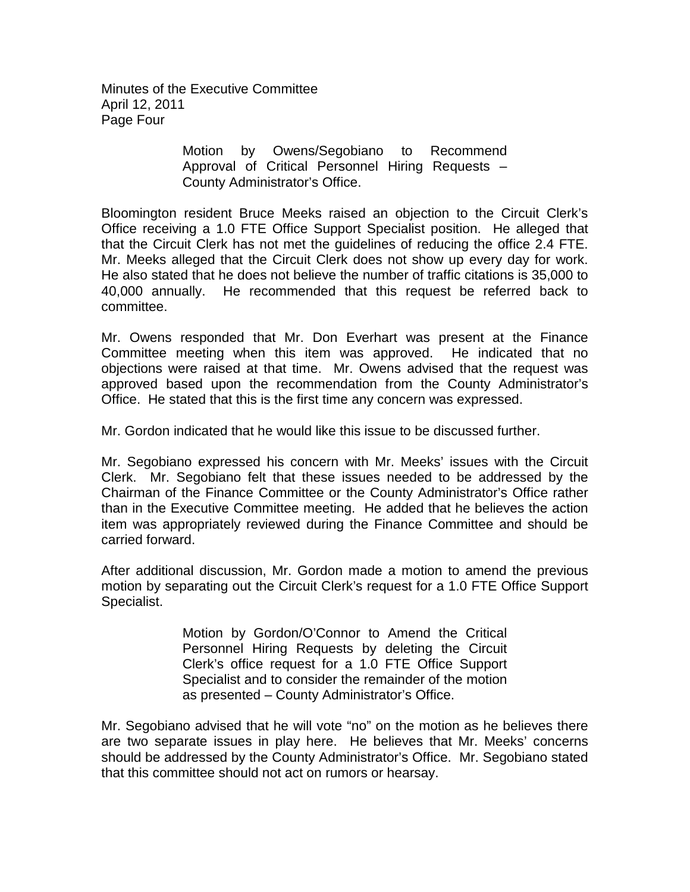Motion by Owens/Segobiano to Recommend Approval of Critical Personnel Hiring Requests – County Administrator's Office.

Bloomington resident Bruce Meeks raised an objection to the Circuit Clerk's Office receiving a 1.0 FTE Office Support Specialist position. He alleged that that the Circuit Clerk has not met the guidelines of reducing the office 2.4 FTE. Mr. Meeks alleged that the Circuit Clerk does not show up every day for work. He also stated that he does not believe the number of traffic citations is 35,000 to 40,000 annually. He recommended that this request be referred back to committee.

Mr. Owens responded that Mr. Don Everhart was present at the Finance Committee meeting when this item was approved. He indicated that no objections were raised at that time. Mr. Owens advised that the request was approved based upon the recommendation from the County Administrator's Office. He stated that this is the first time any concern was expressed.

Mr. Gordon indicated that he would like this issue to be discussed further.

Mr. Segobiano expressed his concern with Mr. Meeks' issues with the Circuit Clerk. Mr. Segobiano felt that these issues needed to be addressed by the Chairman of the Finance Committee or the County Administrator's Office rather than in the Executive Committee meeting. He added that he believes the action item was appropriately reviewed during the Finance Committee and should be carried forward.

After additional discussion, Mr. Gordon made a motion to amend the previous motion by separating out the Circuit Clerk's request for a 1.0 FTE Office Support Specialist.

Motion by Gordon/O'Connor to Amend the Critical Personnel Hiring Requests by deleting the Circuit Clerk's office request for a 1.0 FTE Office Support Specialist and to consider the remainder of the motion as presented – County Administrator's Office.

Mr. Segobiano advised that he will vote "no" on the motion as he believes there are two separate issues in play here. He believes that Mr. Meeks' concerns should be addressed by the County Administrator's Office. Mr. Segobiano stated that this committee should not act on rumors or hearsay.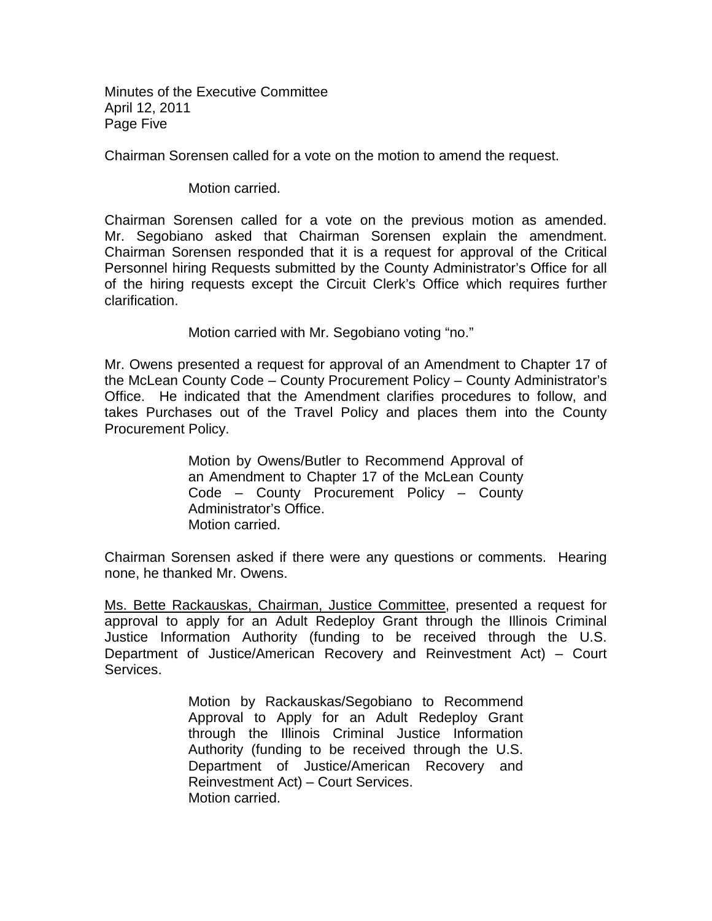Chairman Sorensen called for a vote on the motion to amend the request.

Motion carried.

Chairman Sorensen called for a vote on the previous motion as amended. Mr. Segobiano asked that Chairman Sorensen explain the amendment. Chairman Sorensen responded that it is a request for approval of the Critical Personnel hiring Requests submitted by the County Administrator's Office for all of the hiring requests except the Circuit Clerk's Office which requires further clarification.

Motion carried with Mr. Segobiano voting "no."

Mr. Owens presented a request for approval of an Amendment to Chapter 17 of the McLean County Code – County Procurement Policy – County Administrator's Office. He indicated that the Amendment clarifies procedures to follow, and takes Purchases out of the Travel Policy and places them into the County Procurement Policy.

> Motion by Owens/Butler to Recommend Approval of an Amendment to Chapter 17 of the McLean County Code – County Procurement Policy – County Administrator's Office.
> Motion carried.

Chairman Sorensen asked if there were any questions or comments. Hearing none, he thanked Mr. Owens.

<u>Ms. Bette Rackauskas, Chairman, Justice Committee</u>, presented a request for approval to apply for an Adult Redeploy Grant through the Illinois Criminal Justice Information Authority (funding to be received through the U.S. Department of Justice/American Recovery and Reinvestment Act) – Court Services.

> Motion by Rackauskas/Segobiano to Recommend Approval to Apply for an Adult Redeploy Grant through the Illinois Criminal Justice Information Authority (funding to be received through the U.S. Department of Justice/American Recovery and Reinvestment Act) – Court Services.
> Motion carried.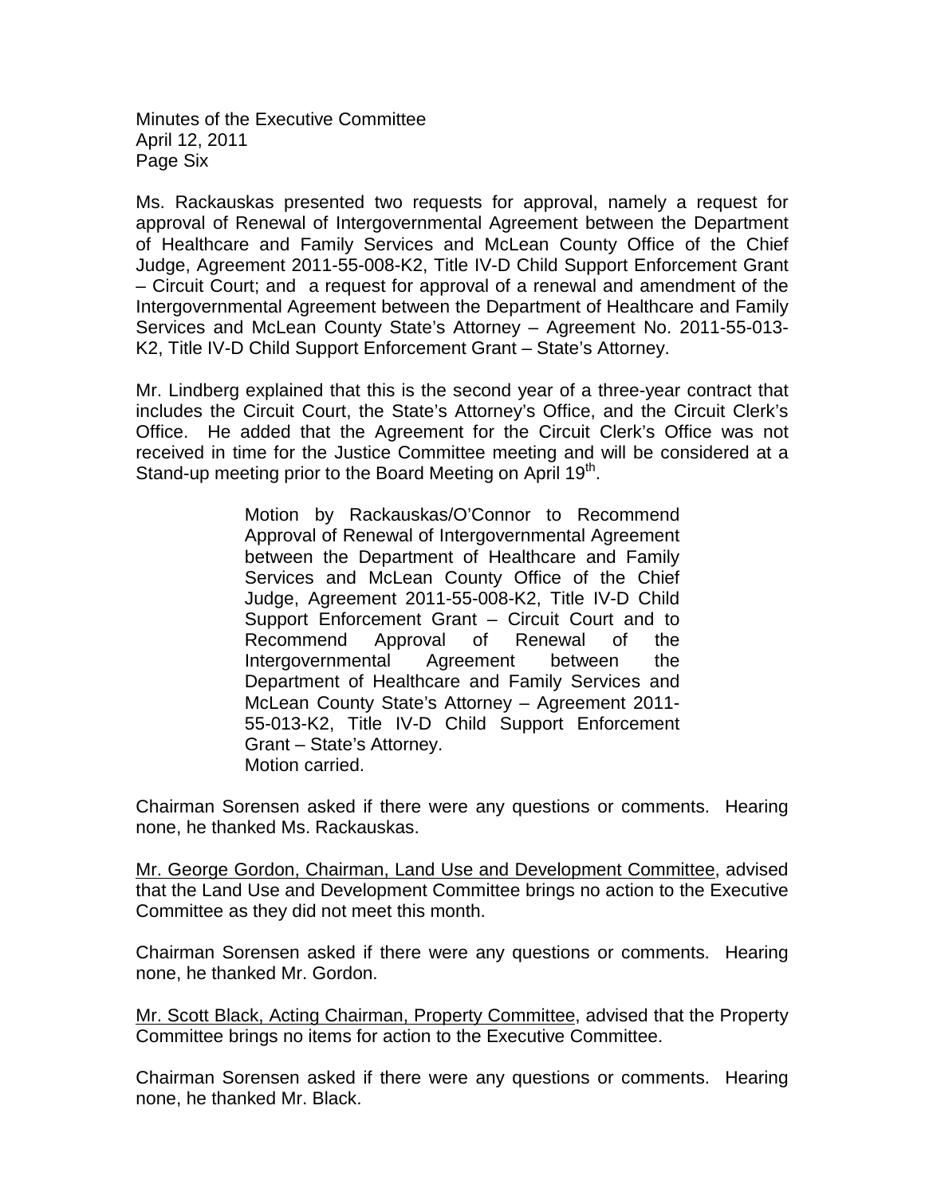Ms. Rackauskas presented two requests for approval, namely a request for approval of Renewal of Intergovernmental Agreement between the Department of Healthcare and Family Services and McLean County Office of the Chief Judge, Agreement 2011-55-008-K2, Title IV-D Child Support Enforcement Grant – Circuit Court; and a request for approval of a renewal and amendment of the Intergovernmental Agreement between the Department of Healthcare and Family Services and McLean County State's Attorney – Agreement No. 2011-55-013-K2, Title IV-D Child Support Enforcement Grant – State's Attorney.

Mr. Lindberg explained that this is the second year of a three-year contract that includes the Circuit Court, the State's Attorney's Office, and the Circuit Clerk's Office. He added that the Agreement for the Circuit Clerk's Office was not received in time for the Justice Committee meeting and will be considered at a Stand-up meeting prior to the Board Meeting on April 19th.

> Motion by Rackauskas/O'Connor to Recommend Approval of Renewal of Intergovernmental Agreement between the Department of Healthcare and Family Services and McLean County Office of the Chief Judge, Agreement 2011-55-008-K2, Title IV-D Child Support Enforcement Grant – Circuit Court and to Recommend Approval of Renewal of the Intergovernmental Agreement between the Department of Healthcare and Family Services and McLean County State's Attorney – Agreement 2011-55-013-K2, Title IV-D Child Support Enforcement Grant – State's Attorney.
> Motion carried.

Chairman Sorensen asked if there were any questions or comments. Hearing none, he thanked Ms. Rackauskas.

Mr. George Gordon, Chairman, Land Use and Development Committee, advised that the Land Use and Development Committee brings no action to the Executive Committee as they did not meet this month.

Chairman Sorensen asked if there were any questions or comments. Hearing none, he thanked Mr. Gordon.

Mr. Scott Black, Acting Chairman, Property Committee, advised that the Property Committee brings no items for action to the Executive Committee.

Chairman Sorensen asked if there were any questions or comments. Hearing none, he thanked Mr. Black.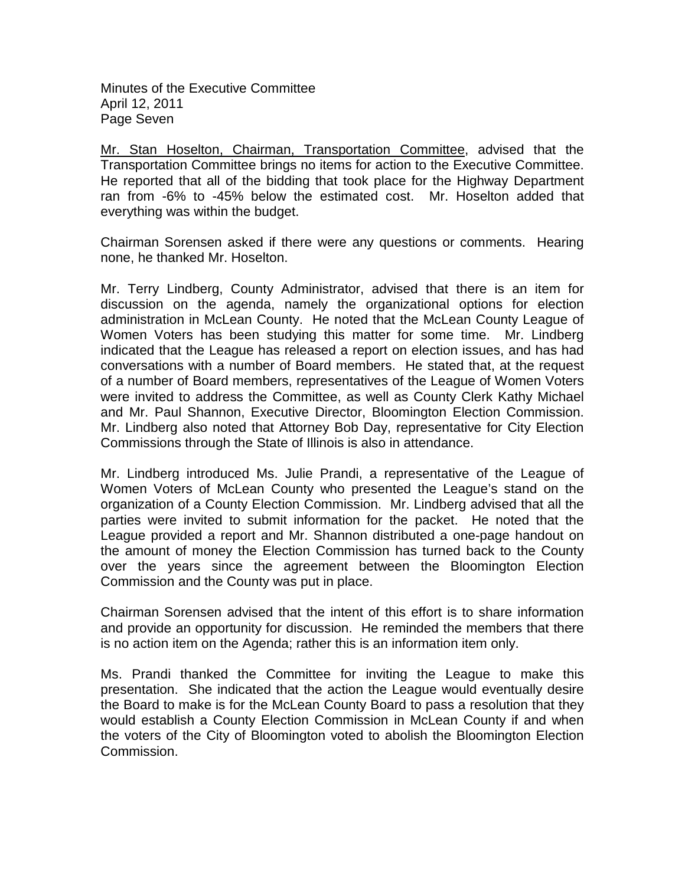Mr. Stan Hoselton, Chairman, Transportation Committee, advised that the Transportation Committee brings no items for action to the Executive Committee. He reported that all of the bidding that took place for the Highway Department ran from -6% to -45% below the estimated cost. Mr. Hoselton added that everything was within the budget.

Chairman Sorensen asked if there were any questions or comments. Hearing none, he thanked Mr. Hoselton.

Mr. Terry Lindberg, County Administrator, advised that there is an item for discussion on the agenda, namely the organizational options for election administration in McLean County. He noted that the McLean County League of Women Voters has been studying this matter for some time. Mr. Lindberg indicated that the League has released a report on election issues, and has had conversations with a number of Board members. He stated that, at the request of a number of Board members, representatives of the League of Women Voters were invited to address the Committee, as well as County Clerk Kathy Michael and Mr. Paul Shannon, Executive Director, Bloomington Election Commission. Mr. Lindberg also noted that Attorney Bob Day, representative for City Election Commissions through the State of Illinois is also in attendance.

Mr. Lindberg introduced Ms. Julie Prandi, a representative of the League of Women Voters of McLean County who presented the League's stand on the organization of a County Election Commission. Mr. Lindberg advised that all the parties were invited to submit information for the packet. He noted that the League provided a report and Mr. Shannon distributed a one-page handout on the amount of money the Election Commission has turned back to the County over the years since the agreement between the Bloomington Election Commission and the County was put in place.

Chairman Sorensen advised that the intent of this effort is to share information and provide an opportunity for discussion. He reminded the members that there is no action item on the Agenda; rather this is an information item only.

Ms. Prandi thanked the Committee for inviting the League to make this presentation. She indicated that the action the League would eventually desire the Board to make is for the McLean County Board to pass a resolution that they would establish a County Election Commission in McLean County if and when the voters of the City of Bloomington voted to abolish the Bloomington Election Commission.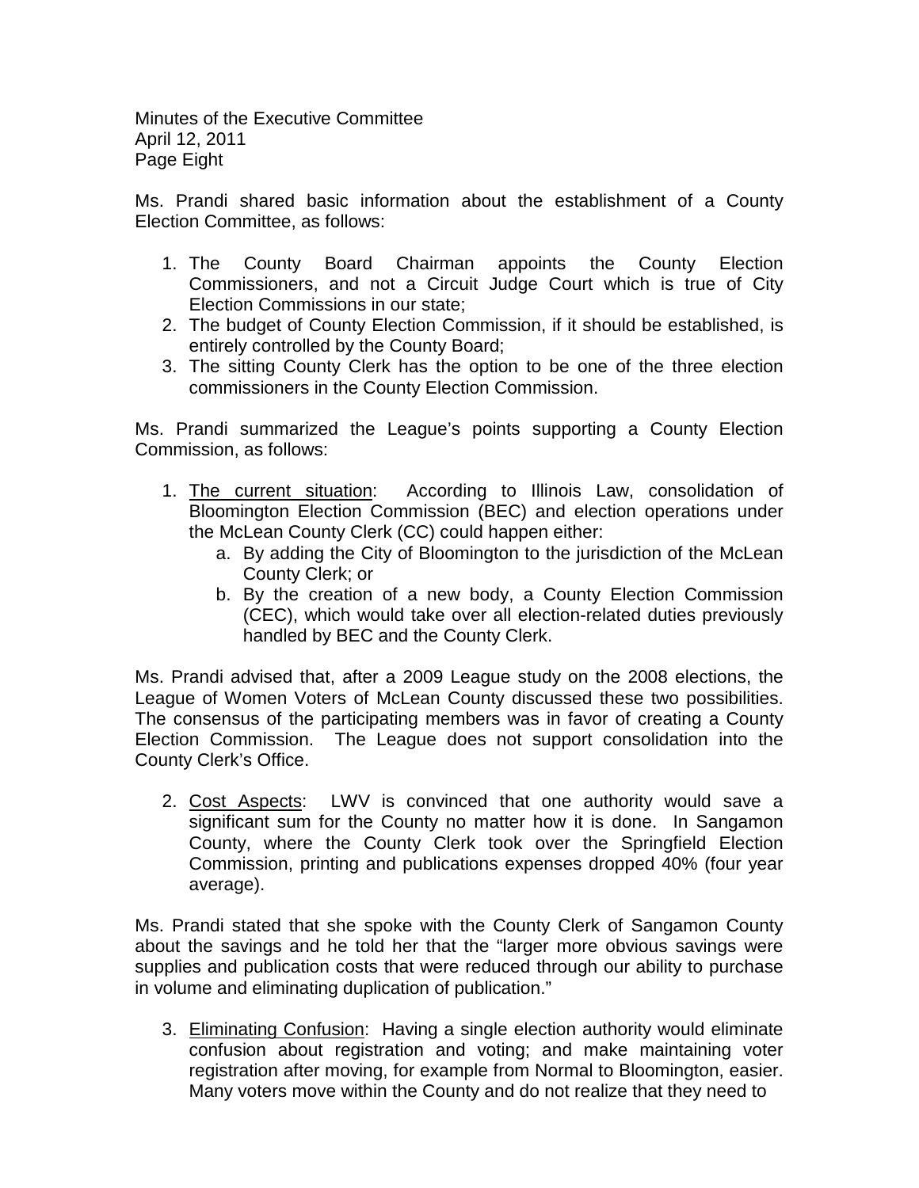Ms. Prandi shared basic information about the establishment of a County Election Committee, as follows:

1. The County Board Chairman appoints the County Election Commissioners, and not a Circuit Judge Court which is true of City Election Commissions in our state;
2. The budget of County Election Commission, if it should be established, is entirely controlled by the County Board;
3. The sitting County Clerk has the option to be one of the three election commissioners in the County Election Commission.

Ms. Prandi summarized the League's points supporting a County Election Commission, as follows:

1. <u>The current situation</u>: According to Illinois Law, consolidation of Bloomington Election Commission (BEC) and election operations under the McLean County Clerk (CC) could happen either:
   a. By adding the City of Bloomington to the jurisdiction of the McLean County Clerk; or
   b. By the creation of a new body, a County Election Commission (CEC), which would take over all election-related duties previously handled by BEC and the County Clerk.

Ms. Prandi advised that, after a 2009 League study on the 2008 elections, the League of Women Voters of McLean County discussed these two possibilities. The consensus of the participating members was in favor of creating a County Election Commission. The League does not support consolidation into the County Clerk's Office.

2. <u>Cost Aspects</u>: LWV is convinced that one authority would save a significant sum for the County no matter how it is done. In Sangamon County, where the County Clerk took over the Springfield Election Commission, printing and publications expenses dropped 40% (four year average).

Ms. Prandi stated that she spoke with the County Clerk of Sangamon County about the savings and he told her that the "larger more obvious savings were supplies and publication costs that were reduced through our ability to purchase in volume and eliminating duplication of publication."

3. <u>Eliminating Confusion</u>: Having a single election authority would eliminate confusion about registration and voting; and make maintaining voter registration after moving, for example from Normal to Bloomington, easier. Many voters move within the County and do not realize that they need to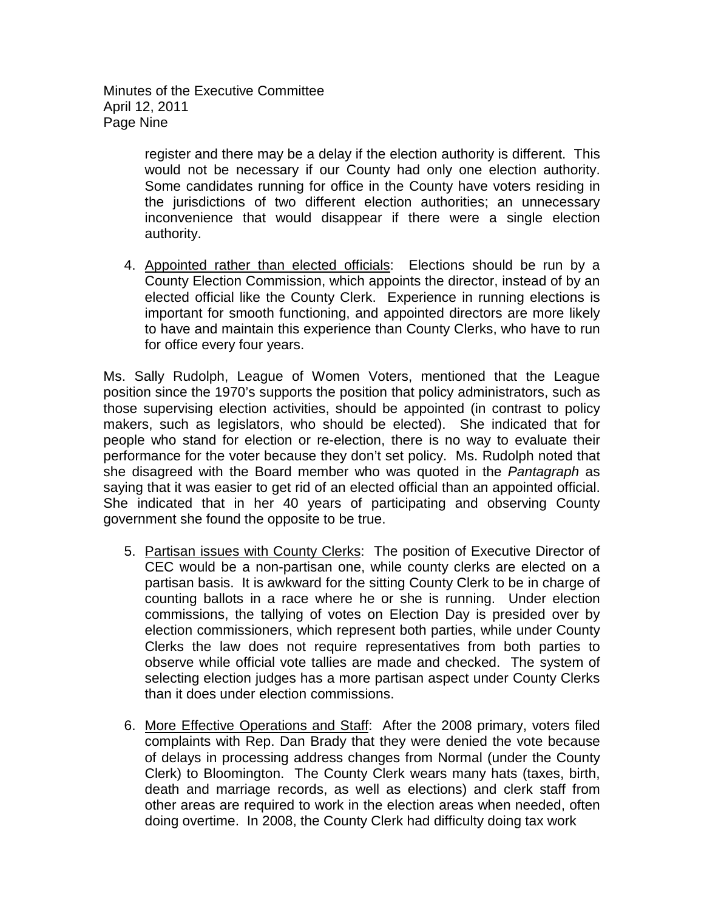register and there may be a delay if the election authority is different. This would not be necessary if our County had only one election authority. Some candidates running for office in the County have voters residing in the jurisdictions of two different election authorities; an unnecessary inconvenience that would disappear if there were a single election authority.

4. Appointed rather than elected officials: Elections should be run by a County Election Commission, which appoints the director, instead of by an elected official like the County Clerk. Experience in running elections is important for smooth functioning, and appointed directors are more likely to have and maintain this experience than County Clerks, who have to run for office every four years.

Ms. Sally Rudolph, League of Women Voters, mentioned that the League position since the 1970's supports the position that policy administrators, such as those supervising election activities, should be appointed (in contrast to policy makers, such as legislators, who should be elected). She indicated that for people who stand for election or re-election, there is no way to evaluate their performance for the voter because they don't set policy. Ms. Rudolph noted that she disagreed with the Board member who was quoted in the *Pantagraph* as saying that it was easier to get rid of an elected official than an appointed official. She indicated that in her 40 years of participating and observing County government she found the opposite to be true.

5. Partisan issues with County Clerks: The position of Executive Director of CEC would be a non-partisan one, while county clerks are elected on a partisan basis. It is awkward for the sitting County Clerk to be in charge of counting ballots in a race where he or she is running. Under election commissions, the tallying of votes on Election Day is presided over by election commissioners, which represent both parties, while under County Clerks the law does not require representatives from both parties to observe while official vote tallies are made and checked. The system of selecting election judges has a more partisan aspect under County Clerks than it does under election commissions.

6. More Effective Operations and Staff: After the 2008 primary, voters filed complaints with Rep. Dan Brady that they were denied the vote because of delays in processing address changes from Normal (under the County Clerk) to Bloomington. The County Clerk wears many hats (taxes, birth, death and marriage records, as well as elections) and clerk staff from other areas are required to work in the election areas when needed, often doing overtime. In 2008, the County Clerk had difficulty doing tax work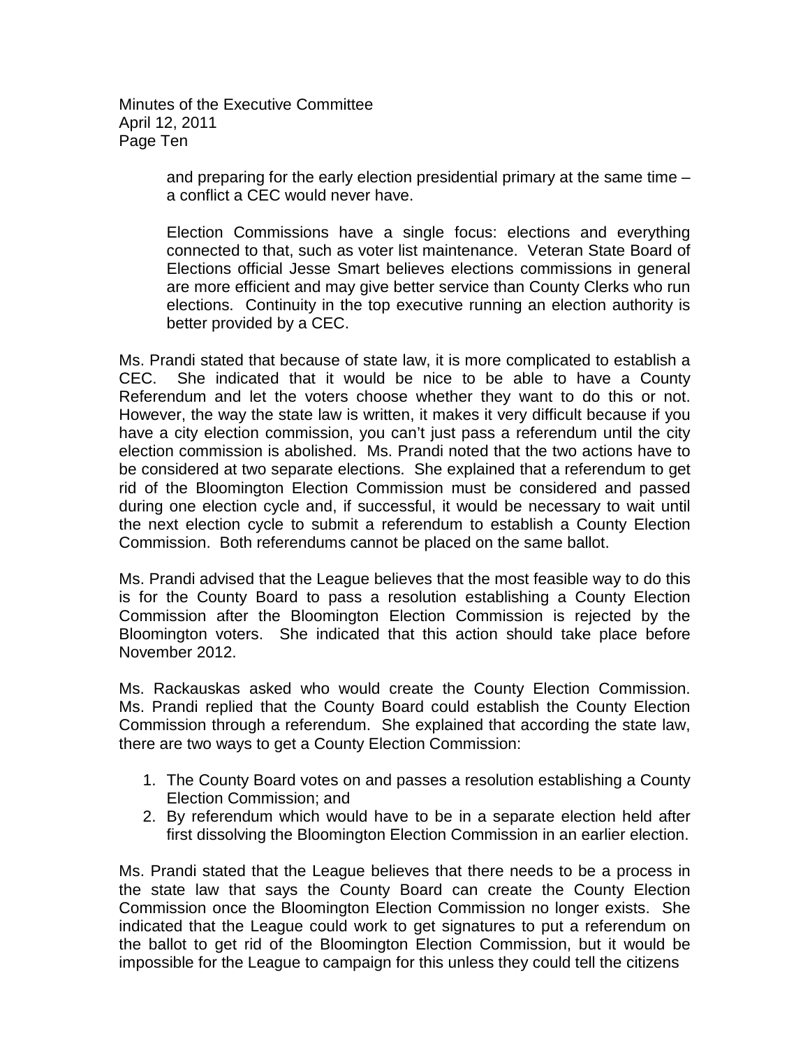and preparing for the early election presidential primary at the same time – a conflict a CEC would never have.

Election Commissions have a single focus: elections and everything connected to that, such as voter list maintenance. Veteran State Board of Elections official Jesse Smart believes elections commissions in general are more efficient and may give better service than County Clerks who run elections. Continuity in the top executive running an election authority is better provided by a CEC.

Ms. Prandi stated that because of state law, it is more complicated to establish a CEC. She indicated that it would be nice to be able to have a County Referendum and let the voters choose whether they want to do this or not. However, the way the state law is written, it makes it very difficult because if you have a city election commission, you can't just pass a referendum until the city election commission is abolished. Ms. Prandi noted that the two actions have to be considered at two separate elections. She explained that a referendum to get rid of the Bloomington Election Commission must be considered and passed during one election cycle and, if successful, it would be necessary to wait until the next election cycle to submit a referendum to establish a County Election Commission. Both referendums cannot be placed on the same ballot.

Ms. Prandi advised that the League believes that the most feasible way to do this is for the County Board to pass a resolution establishing a County Election Commission after the Bloomington Election Commission is rejected by the Bloomington voters. She indicated that this action should take place before November 2012.

Ms. Rackauskas asked who would create the County Election Commission. Ms. Prandi replied that the County Board could establish the County Election Commission through a referendum. She explained that according the state law, there are two ways to get a County Election Commission:

1. The County Board votes on and passes a resolution establishing a County Election Commission; and
2. By referendum which would have to be in a separate election held after first dissolving the Bloomington Election Commission in an earlier election.

Ms. Prandi stated that the League believes that there needs to be a process in the state law that says the County Board can create the County Election Commission once the Bloomington Election Commission no longer exists. She indicated that the League could work to get signatures to put a referendum on the ballot to get rid of the Bloomington Election Commission, but it would be impossible for the League to campaign for this unless they could tell the citizens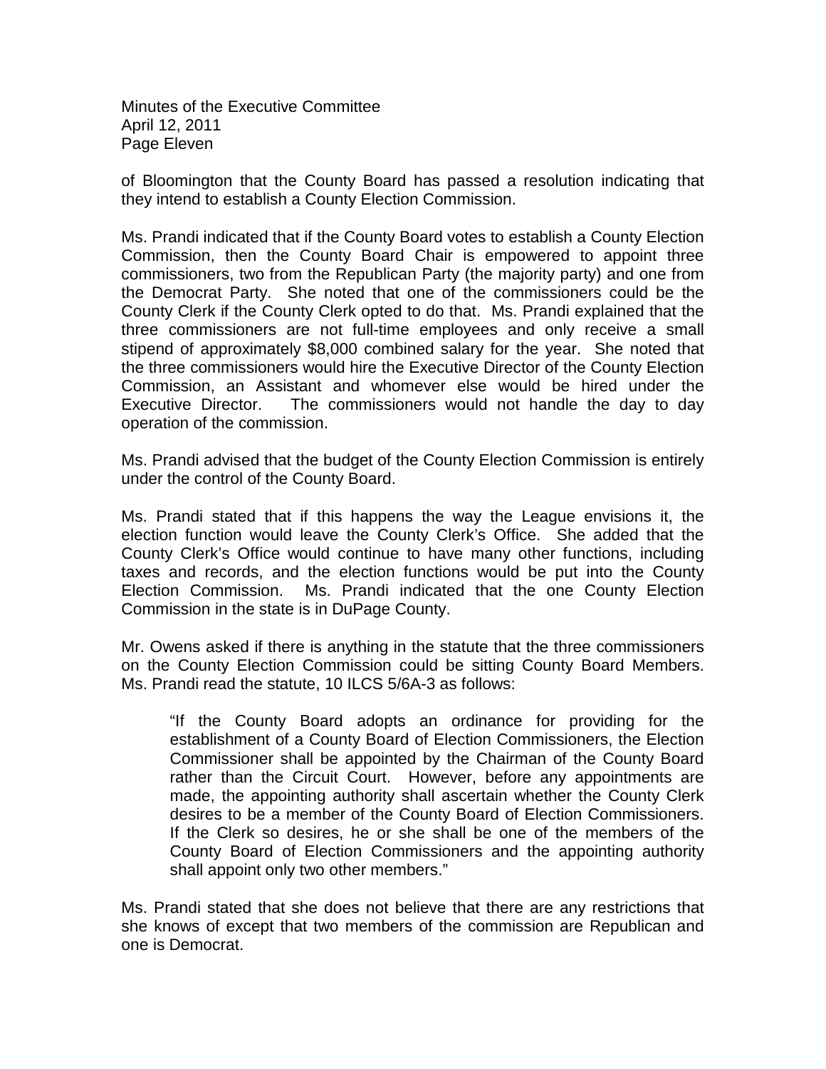of Bloomington that the County Board has passed a resolution indicating that they intend to establish a County Election Commission.

Ms. Prandi indicated that if the County Board votes to establish a County Election Commission, then the County Board Chair is empowered to appoint three commissioners, two from the Republican Party (the majority party) and one from the Democrat Party. She noted that one of the commissioners could be the County Clerk if the County Clerk opted to do that. Ms. Prandi explained that the three commissioners are not full-time employees and only receive a small stipend of approximately $8,000 combined salary for the year. She noted that the three commissioners would hire the Executive Director of the County Election Commission, an Assistant and whomever else would be hired under the Executive Director. The commissioners would not handle the day to day operation of the commission.

Ms. Prandi advised that the budget of the County Election Commission is entirely under the control of the County Board.

Ms. Prandi stated that if this happens the way the League envisions it, the election function would leave the County Clerk's Office. She added that the County Clerk's Office would continue to have many other functions, including taxes and records, and the election functions would be put into the County Election Commission. Ms. Prandi indicated that the one County Election Commission in the state is in DuPage County.

Mr. Owens asked if there is anything in the statute that the three commissioners on the County Election Commission could be sitting County Board Members. Ms. Prandi read the statute, 10 ILCS 5/6A-3 as follows:

> "If the County Board adopts an ordinance for providing for the establishment of a County Board of Election Commissioners, the Election Commissioner shall be appointed by the Chairman of the County Board rather than the Circuit Court. However, before any appointments are made, the appointing authority shall ascertain whether the County Clerk desires to be a member of the County Board of Election Commissioners. If the Clerk so desires, he or she shall be one of the members of the County Board of Election Commissioners and the appointing authority shall appoint only two other members."

Ms. Prandi stated that she does not believe that there are any restrictions that she knows of except that two members of the commission are Republican and one is Democrat.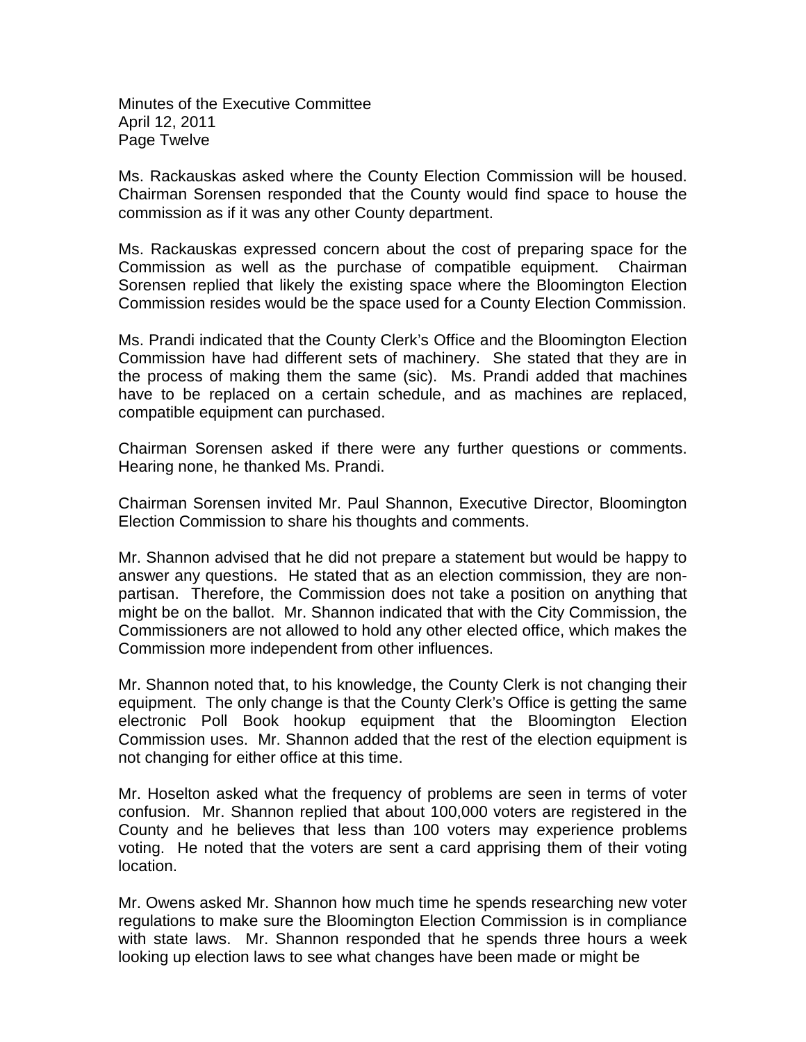Ms. Rackauskas asked where the County Election Commission will be housed. Chairman Sorensen responded that the County would find space to house the commission as if it was any other County department.

Ms. Rackauskas expressed concern about the cost of preparing space for the Commission as well as the purchase of compatible equipment. Chairman Sorensen replied that likely the existing space where the Bloomington Election Commission resides would be the space used for a County Election Commission.

Ms. Prandi indicated that the County Clerk's Office and the Bloomington Election Commission have had different sets of machinery. She stated that they are in the process of making them the same (sic). Ms. Prandi added that machines have to be replaced on a certain schedule, and as machines are replaced, compatible equipment can purchased.

Chairman Sorensen asked if there were any further questions or comments. Hearing none, he thanked Ms. Prandi.

Chairman Sorensen invited Mr. Paul Shannon, Executive Director, Bloomington Election Commission to share his thoughts and comments.

Mr. Shannon advised that he did not prepare a statement but would be happy to answer any questions. He stated that as an election commission, they are non-partisan. Therefore, the Commission does not take a position on anything that might be on the ballot. Mr. Shannon indicated that with the City Commission, the Commissioners are not allowed to hold any other elected office, which makes the Commission more independent from other influences.

Mr. Shannon noted that, to his knowledge, the County Clerk is not changing their equipment. The only change is that the County Clerk's Office is getting the same electronic Poll Book hookup equipment that the Bloomington Election Commission uses. Mr. Shannon added that the rest of the election equipment is not changing for either office at this time.

Mr. Hoselton asked what the frequency of problems are seen in terms of voter confusion. Mr. Shannon replied that about 100,000 voters are registered in the County and he believes that less than 100 voters may experience problems voting. He noted that the voters are sent a card apprising them of their voting location.

Mr. Owens asked Mr. Shannon how much time he spends researching new voter regulations to make sure the Bloomington Election Commission is in compliance with state laws. Mr. Shannon responded that he spends three hours a week looking up election laws to see what changes have been made or might be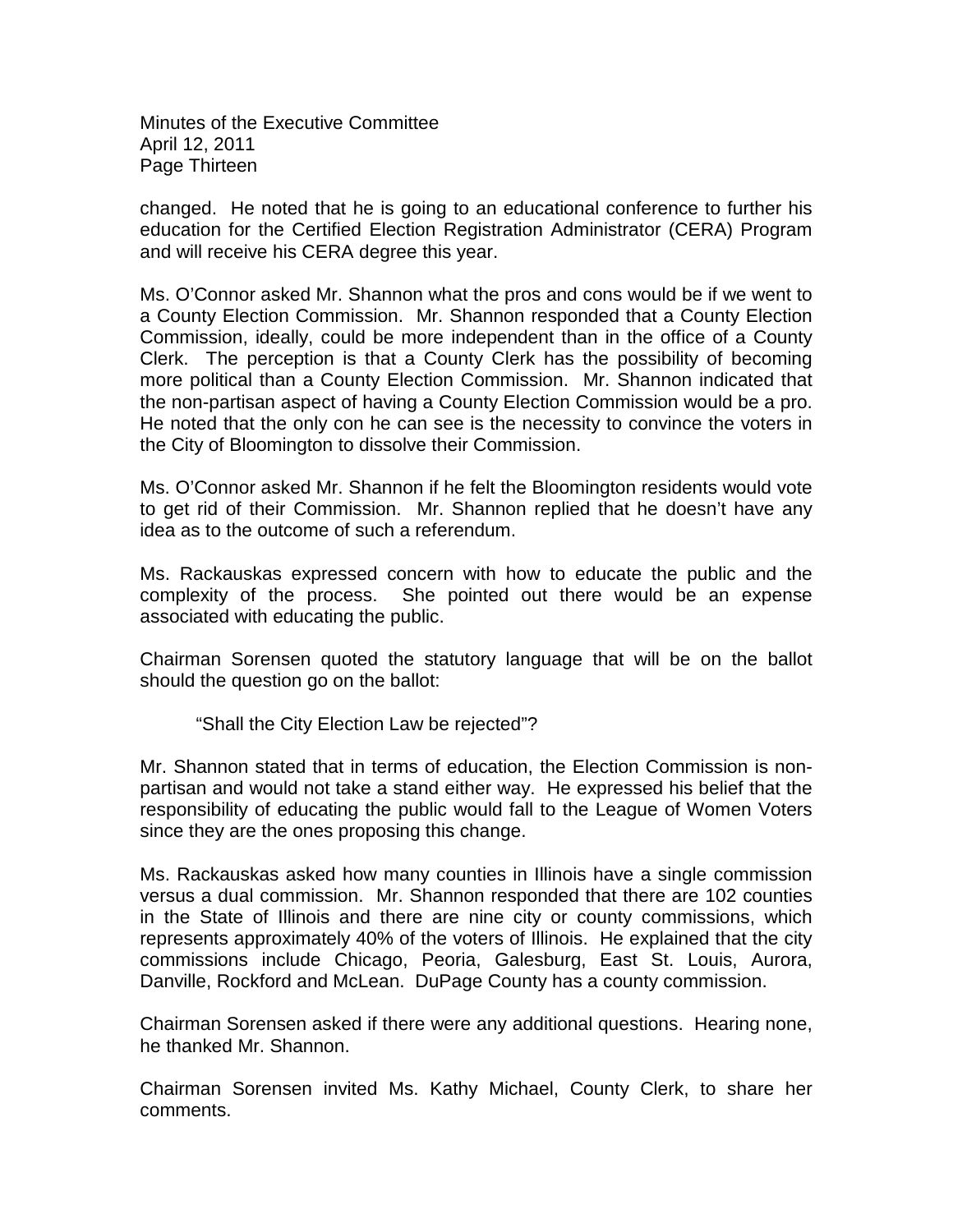changed. He noted that he is going to an educational conference to further his education for the Certified Election Registration Administrator (CERA) Program and will receive his CERA degree this year.

Ms. O'Connor asked Mr. Shannon what the pros and cons would be if we went to a County Election Commission. Mr. Shannon responded that a County Election Commission, ideally, could be more independent than in the office of a County Clerk. The perception is that a County Clerk has the possibility of becoming more political than a County Election Commission. Mr. Shannon indicated that the non-partisan aspect of having a County Election Commission would be a pro. He noted that the only con he can see is the necessity to convince the voters in the City of Bloomington to dissolve their Commission.

Ms. O'Connor asked Mr. Shannon if he felt the Bloomington residents would vote to get rid of their Commission. Mr. Shannon replied that he doesn't have any idea as to the outcome of such a referendum.

Ms. Rackauskas expressed concern with how to educate the public and the complexity of the process. She pointed out there would be an expense associated with educating the public.

Chairman Sorensen quoted the statutory language that will be on the ballot should the question go on the ballot:

> "Shall the City Election Law be rejected"?

Mr. Shannon stated that in terms of education, the Election Commission is non-partisan and would not take a stand either way. He expressed his belief that the responsibility of educating the public would fall to the League of Women Voters since they are the ones proposing this change.

Ms. Rackauskas asked how many counties in Illinois have a single commission versus a dual commission. Mr. Shannon responded that there are 102 counties in the State of Illinois and there are nine city or county commissions, which represents approximately 40% of the voters of Illinois. He explained that the city commissions include Chicago, Peoria, Galesburg, East St. Louis, Aurora, Danville, Rockford and McLean. DuPage County has a county commission.

Chairman Sorensen asked if there were any additional questions. Hearing none, he thanked Mr. Shannon.

Chairman Sorensen invited Ms. Kathy Michael, County Clerk, to share her comments.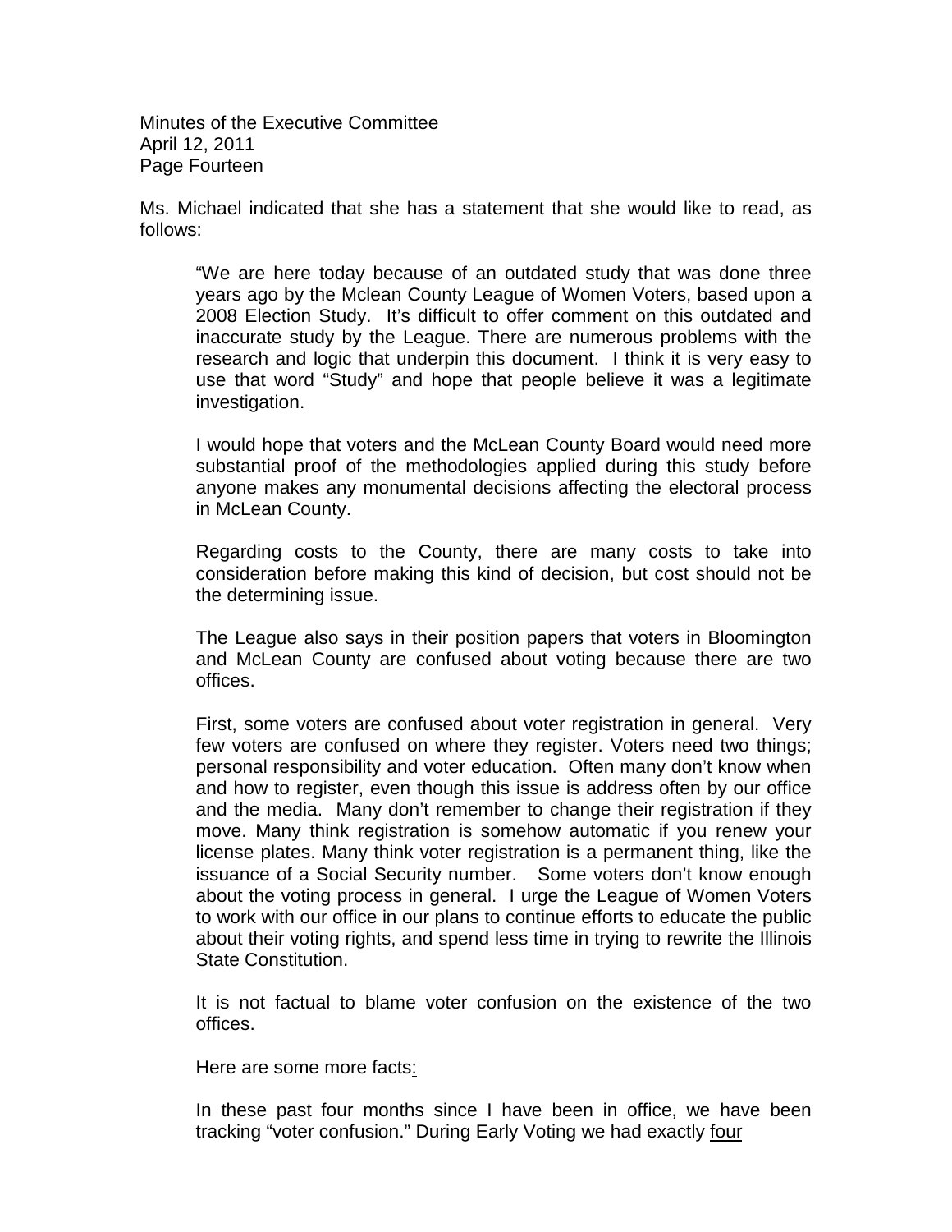Ms. Michael indicated that she has a statement that she would like to read, as follows:

> "We are here today because of an outdated study that was done three years ago by the Mclean County League of Women Voters, based upon a 2008 Election Study. It's difficult to offer comment on this outdated and inaccurate study by the League. There are numerous problems with the research and logic that underpin this document. I think it is very easy to use that word "Study" and hope that people believe it was a legitimate investigation.
>
> I would hope that voters and the McLean County Board would need more substantial proof of the methodologies applied during this study before anyone makes any monumental decisions affecting the electoral process in McLean County.
>
> Regarding costs to the County, there are many costs to take into consideration before making this kind of decision, but cost should not be the determining issue.
>
> The League also says in their position papers that voters in Bloomington and McLean County are confused about voting because there are two offices.
>
> First, some voters are confused about voter registration in general. Very few voters are confused on where they register. Voters need two things; personal responsibility and voter education. Often many don't know when and how to register, even though this issue is address often by our office and the media. Many don't remember to change their registration if they move. Many think registration is somehow automatic if you renew your license plates. Many think voter registration is a permanent thing, like the issuance of a Social Security number. Some voters don't know enough about the voting process in general. I urge the League of Women Voters to work with our office in our plans to continue efforts to educate the public about their voting rights, and spend less time in trying to rewrite the Illinois State Constitution.
>
> It is not factual to blame voter confusion on the existence of the two offices.
>
> Here are some more facts:
>
> In these past four months since I have been in office, we have been tracking "voter confusion." During Early Voting we had exactly four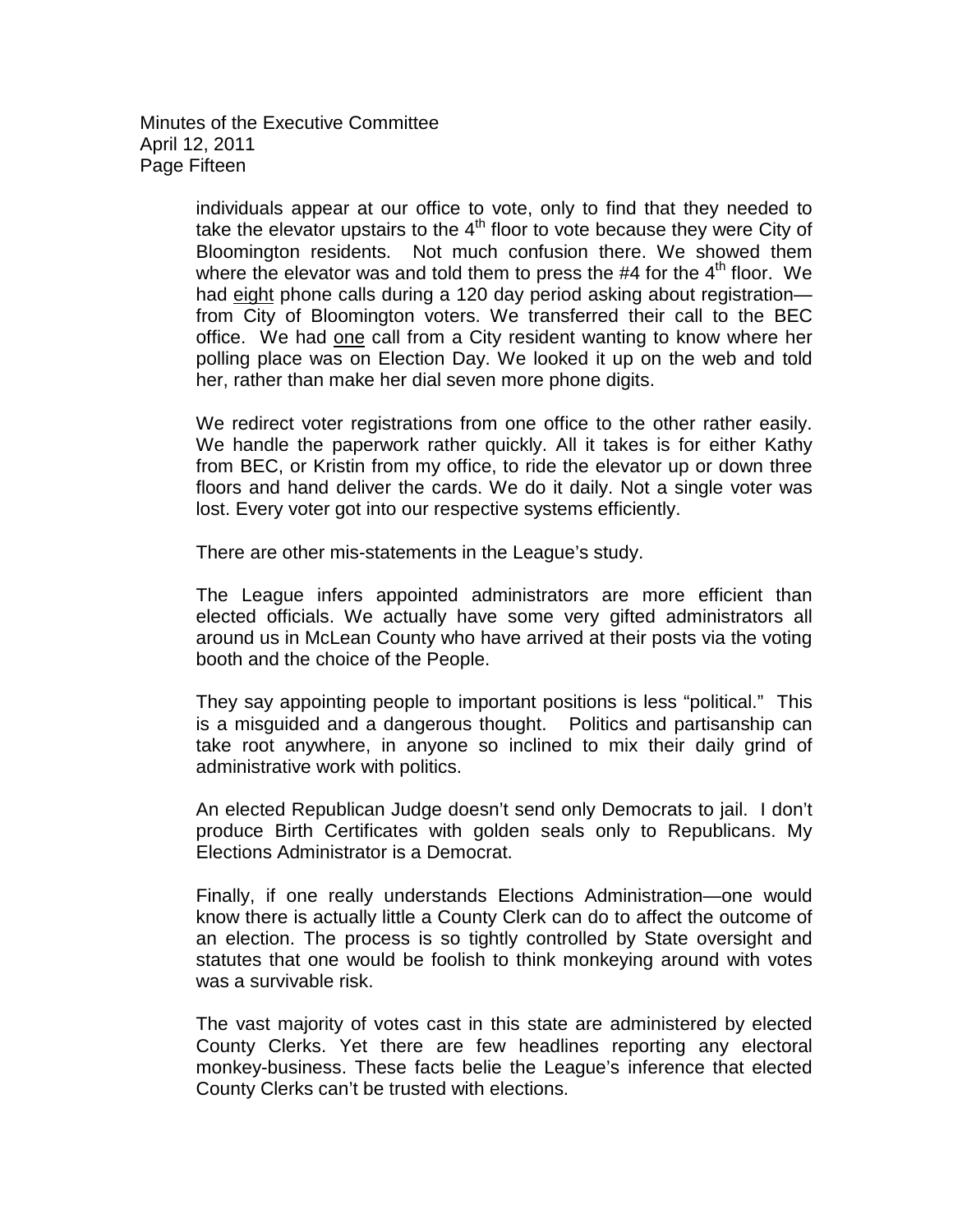individuals appear at our office to vote, only to find that they needed to take the elevator upstairs to the 4th floor to vote because they were City of Bloomington residents. Not much confusion there. We showed them where the elevator was and told them to press the #4 for the 4th floor. We had <u>eight</u> phone calls during a 120 day period asking about registration—from City of Bloomington voters. We transferred their call to the BEC office. We had <u>one</u> call from a City resident wanting to know where her polling place was on Election Day. We looked it up on the web and told her, rather than make her dial seven more phone digits.

We redirect voter registrations from one office to the other rather easily. We handle the paperwork rather quickly. All it takes is for either Kathy from BEC, or Kristin from my office, to ride the elevator up or down three floors and hand deliver the cards. We do it daily. Not a single voter was lost. Every voter got into our respective systems efficiently.

There are other mis-statements in the League's study.

The League infers appointed administrators are more efficient than elected officials. We actually have some very gifted administrators all around us in McLean County who have arrived at their posts via the voting booth and the choice of the People.

They say appointing people to important positions is less "political." This is a misguided and a dangerous thought. Politics and partisanship can take root anywhere, in anyone so inclined to mix their daily grind of administrative work with politics.

An elected Republican Judge doesn't send only Democrats to jail. I don't produce Birth Certificates with golden seals only to Republicans. My Elections Administrator is a Democrat.

Finally, if one really understands Elections Administration—one would know there is actually little a County Clerk can do to affect the outcome of an election. The process is so tightly controlled by State oversight and statutes that one would be foolish to think monkeying around with votes was a survivable risk.

The vast majority of votes cast in this state are administered by elected County Clerks. Yet there are few headlines reporting any electoral monkey-business. These facts belie the League's inference that elected County Clerks can't be trusted with elections.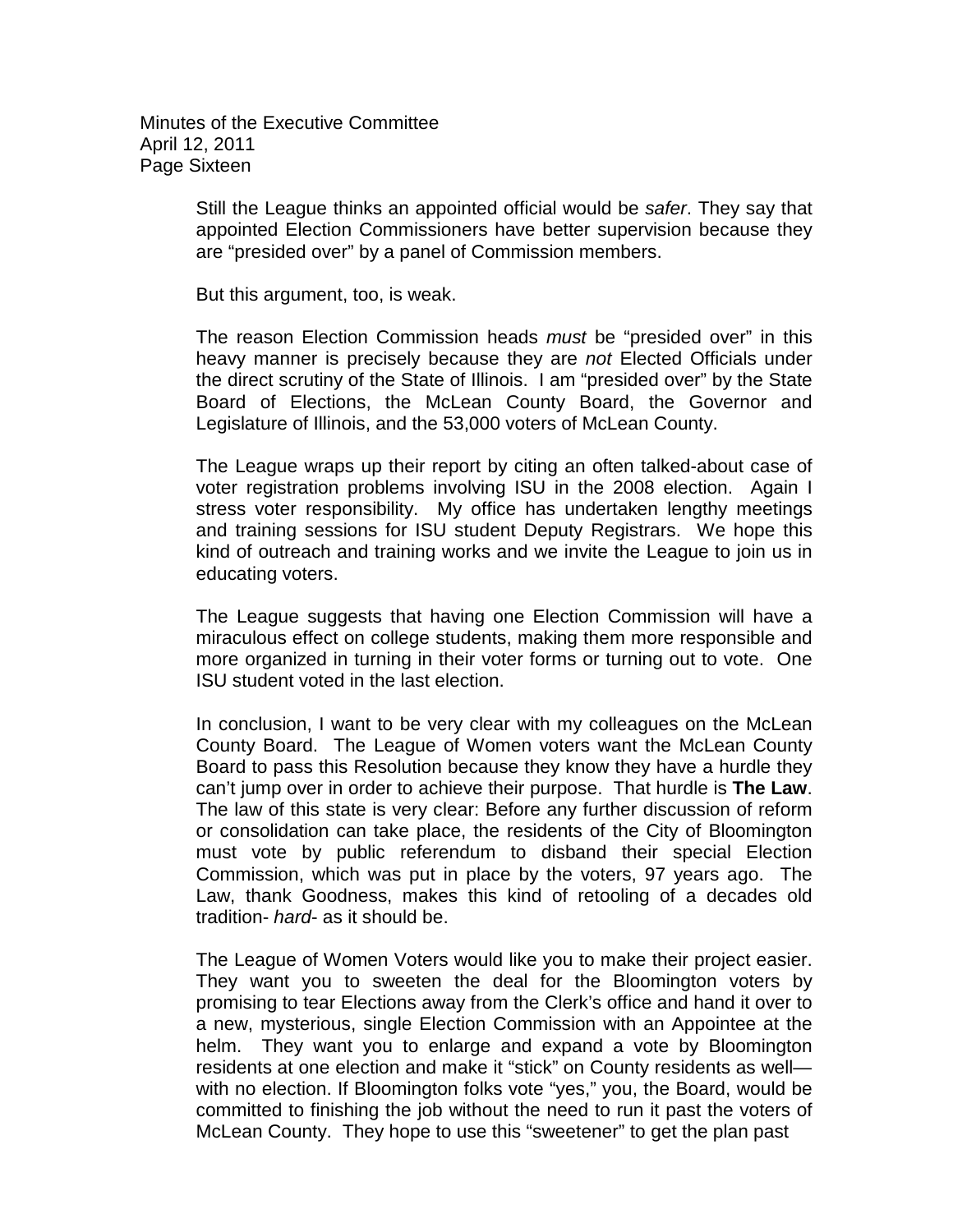Still the League thinks an appointed official would be *safer*. They say that appointed Election Commissioners have better supervision because they are "presided over" by a panel of Commission members.

But this argument, too, is weak.

The reason Election Commission heads *must* be "presided over" in this heavy manner is precisely because they are *not* Elected Officials under the direct scrutiny of the State of Illinois. I am "presided over" by the State Board of Elections, the McLean County Board, the Governor and Legislature of Illinois, and the 53,000 voters of McLean County.

The League wraps up their report by citing an often talked-about case of voter registration problems involving ISU in the 2008 election. Again I stress voter responsibility. My office has undertaken lengthy meetings and training sessions for ISU student Deputy Registrars. We hope this kind of outreach and training works and we invite the League to join us in educating voters.

The League suggests that having one Election Commission will have a miraculous effect on college students, making them more responsible and more organized in turning in their voter forms or turning out to vote. One ISU student voted in the last election.

In conclusion, I want to be very clear with my colleagues on the McLean County Board. The League of Women voters want the McLean County Board to pass this Resolution because they know they have a hurdle they can't jump over in order to achieve their purpose. That hurdle is **The Law**. The law of this state is very clear: Before any further discussion of reform or consolidation can take place, the residents of the City of Bloomington must vote by public referendum to disband their special Election Commission, which was put in place by the voters, 97 years ago. The Law, thank Goodness, makes this kind of retooling of a decades old tradition- *hard*- as it should be.

The League of Women Voters would like you to make their project easier. They want you to sweeten the deal for the Bloomington voters by promising to tear Elections away from the Clerk's office and hand it over to a new, mysterious, single Election Commission with an Appointee at the helm. They want you to enlarge and expand a vote by Bloomington residents at one election and make it "stick" on County residents as well—with no election. If Bloomington folks vote "yes," you, the Board, would be committed to finishing the job without the need to run it past the voters of McLean County. They hope to use this "sweetener" to get the plan past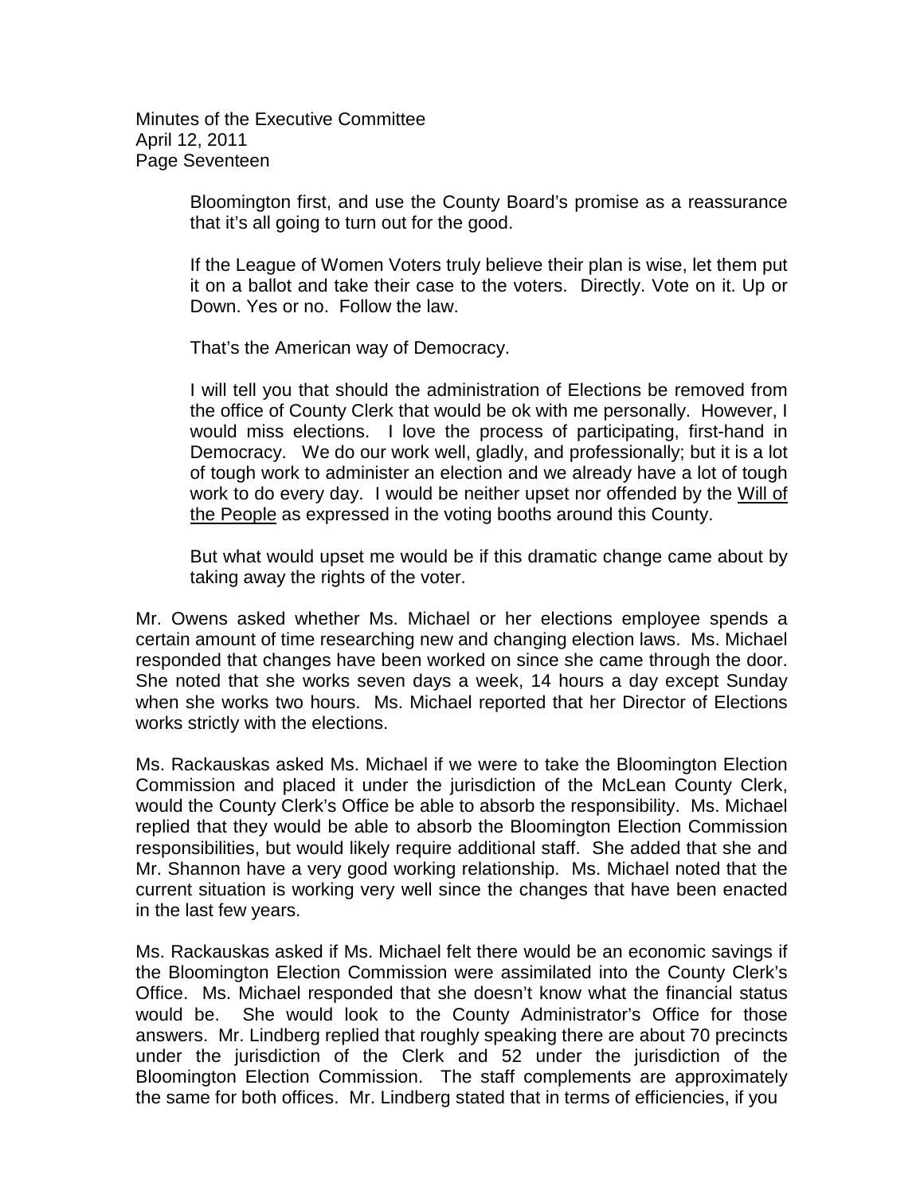Bloomington first, and use the County Board's promise as a reassurance that it's all going to turn out for the good.

> If the League of Women Voters truly believe their plan is wise, let them put it on a ballot and take their case to the voters. Directly. Vote on it. Up or Down. Yes or no. Follow the law.
>
> That's the American way of Democracy.
>
> I will tell you that should the administration of Elections be removed from the office of County Clerk that would be ok with me personally. However, I would miss elections. I love the process of participating, first-hand in Democracy. We do our work well, gladly, and professionally; but it is a lot of tough work to administer an election and we already have a lot of tough work to do every day. I would be neither upset nor offended by the Will of the People as expressed in the voting booths around this County.
>
> But what would upset me would be if this dramatic change came about by taking away the rights of the voter.

Mr. Owens asked whether Ms. Michael or her elections employee spends a certain amount of time researching new and changing election laws. Ms. Michael responded that changes have been worked on since she came through the door. She noted that she works seven days a week, 14 hours a day except Sunday when she works two hours. Ms. Michael reported that her Director of Elections works strictly with the elections.

Ms. Rackauskas asked Ms. Michael if we were to take the Bloomington Election Commission and placed it under the jurisdiction of the McLean County Clerk, would the County Clerk's Office be able to absorb the responsibility. Ms. Michael replied that they would be able to absorb the Bloomington Election Commission responsibilities, but would likely require additional staff. She added that she and Mr. Shannon have a very good working relationship. Ms. Michael noted that the current situation is working very well since the changes that have been enacted in the last few years.

Ms. Rackauskas asked if Ms. Michael felt there would be an economic savings if the Bloomington Election Commission were assimilated into the County Clerk's Office. Ms. Michael responded that she doesn't know what the financial status would be. She would look to the County Administrator's Office for those answers. Mr. Lindberg replied that roughly speaking there are about 70 precincts under the jurisdiction of the Clerk and 52 under the jurisdiction of the Bloomington Election Commission. The staff complements are approximately the same for both offices. Mr. Lindberg stated that in terms of efficiencies, if you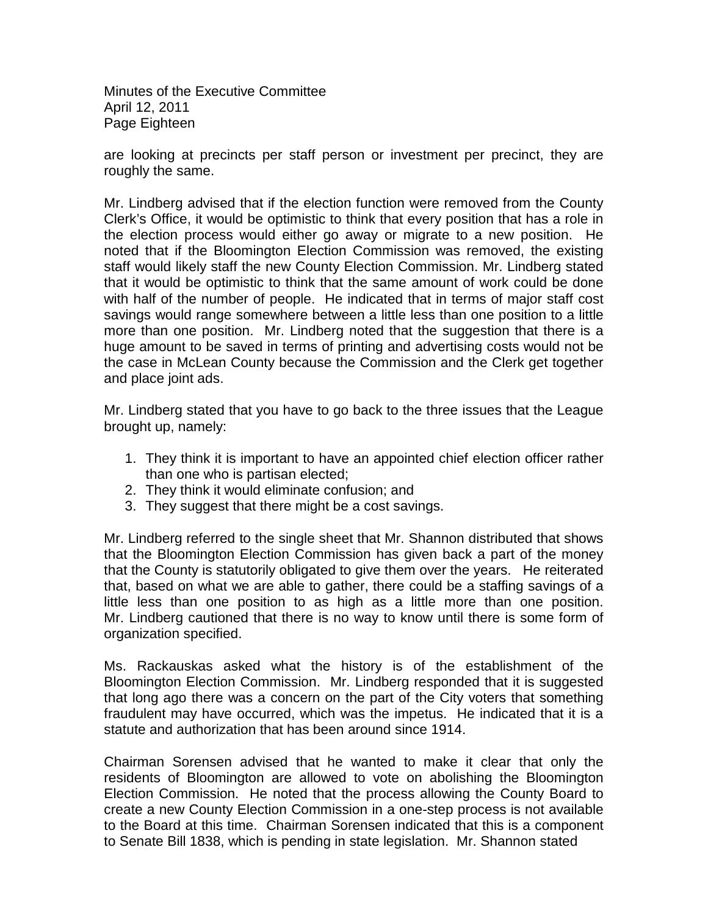are looking at precincts per staff person or investment per precinct, they are roughly the same.

Mr. Lindberg advised that if the election function were removed from the County Clerk's Office, it would be optimistic to think that every position that has a role in the election process would either go away or migrate to a new position. He noted that if the Bloomington Election Commission was removed, the existing staff would likely staff the new County Election Commission. Mr. Lindberg stated that it would be optimistic to think that the same amount of work could be done with half of the number of people. He indicated that in terms of major staff cost savings would range somewhere between a little less than one position to a little more than one position. Mr. Lindberg noted that the suggestion that there is a huge amount to be saved in terms of printing and advertising costs would not be the case in McLean County because the Commission and the Clerk get together and place joint ads.

Mr. Lindberg stated that you have to go back to the three issues that the League brought up, namely:

1. They think it is important to have an appointed chief election officer rather than one who is partisan elected;
2. They think it would eliminate confusion; and
3. They suggest that there might be a cost savings.

Mr. Lindberg referred to the single sheet that Mr. Shannon distributed that shows that the Bloomington Election Commission has given back a part of the money that the County is statutorily obligated to give them over the years. He reiterated that, based on what we are able to gather, there could be a staffing savings of a little less than one position to as high as a little more than one position. Mr. Lindberg cautioned that there is no way to know until there is some form of organization specified.

Ms. Rackauskas asked what the history is of the establishment of the Bloomington Election Commission. Mr. Lindberg responded that it is suggested that long ago there was a concern on the part of the City voters that something fraudulent may have occurred, which was the impetus. He indicated that it is a statute and authorization that has been around since 1914.

Chairman Sorensen advised that he wanted to make it clear that only the residents of Bloomington are allowed to vote on abolishing the Bloomington Election Commission. He noted that the process allowing the County Board to create a new County Election Commission in a one-step process is not available to the Board at this time. Chairman Sorensen indicated that this is a component to Senate Bill 1838, which is pending in state legislation. Mr. Shannon stated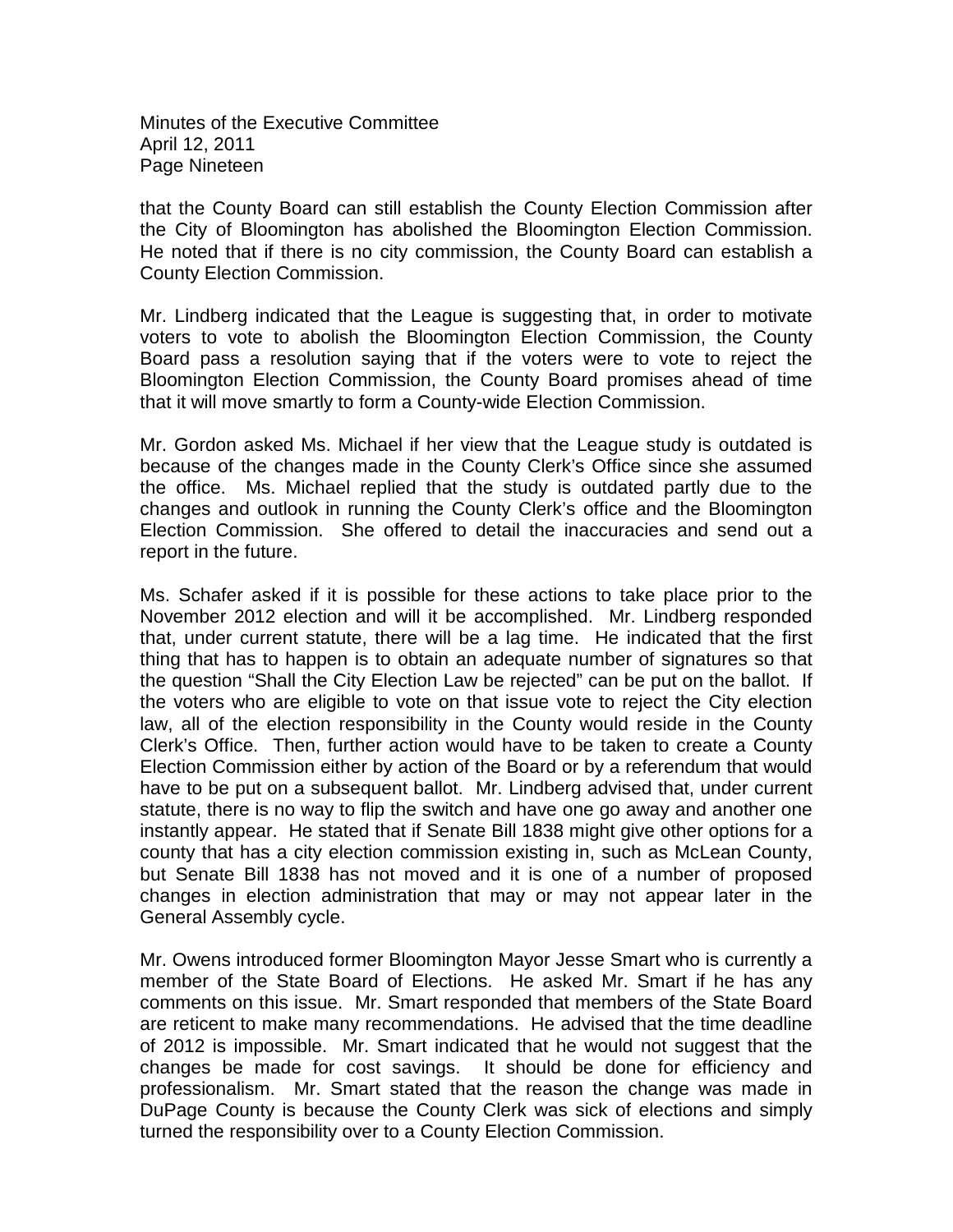that the County Board can still establish the County Election Commission after the City of Bloomington has abolished the Bloomington Election Commission. He noted that if there is no city commission, the County Board can establish a County Election Commission.

Mr. Lindberg indicated that the League is suggesting that, in order to motivate voters to vote to abolish the Bloomington Election Commission, the County Board pass a resolution saying that if the voters were to vote to reject the Bloomington Election Commission, the County Board promises ahead of time that it will move smartly to form a County-wide Election Commission.

Mr. Gordon asked Ms. Michael if her view that the League study is outdated is because of the changes made in the County Clerk's Office since she assumed the office. Ms. Michael replied that the study is outdated partly due to the changes and outlook in running the County Clerk's office and the Bloomington Election Commission. She offered to detail the inaccuracies and send out a report in the future.

Ms. Schafer asked if it is possible for these actions to take place prior to the November 2012 election and will it be accomplished. Mr. Lindberg responded that, under current statute, there will be a lag time. He indicated that the first thing that has to happen is to obtain an adequate number of signatures so that the question "Shall the City Election Law be rejected" can be put on the ballot. If the voters who are eligible to vote on that issue vote to reject the City election law, all of the election responsibility in the County would reside in the County Clerk's Office. Then, further action would have to be taken to create a County Election Commission either by action of the Board or by a referendum that would have to be put on a subsequent ballot. Mr. Lindberg advised that, under current statute, there is no way to flip the switch and have one go away and another one instantly appear. He stated that if Senate Bill 1838 might give other options for a county that has a city election commission existing in, such as McLean County, but Senate Bill 1838 has not moved and it is one of a number of proposed changes in election administration that may or may not appear later in the General Assembly cycle.

Mr. Owens introduced former Bloomington Mayor Jesse Smart who is currently a member of the State Board of Elections. He asked Mr. Smart if he has any comments on this issue. Mr. Smart responded that members of the State Board are reticent to make many recommendations. He advised that the time deadline of 2012 is impossible. Mr. Smart indicated that he would not suggest that the changes be made for cost savings. It should be done for efficiency and professionalism. Mr. Smart stated that the reason the change was made in DuPage County is because the County Clerk was sick of elections and simply turned the responsibility over to a County Election Commission.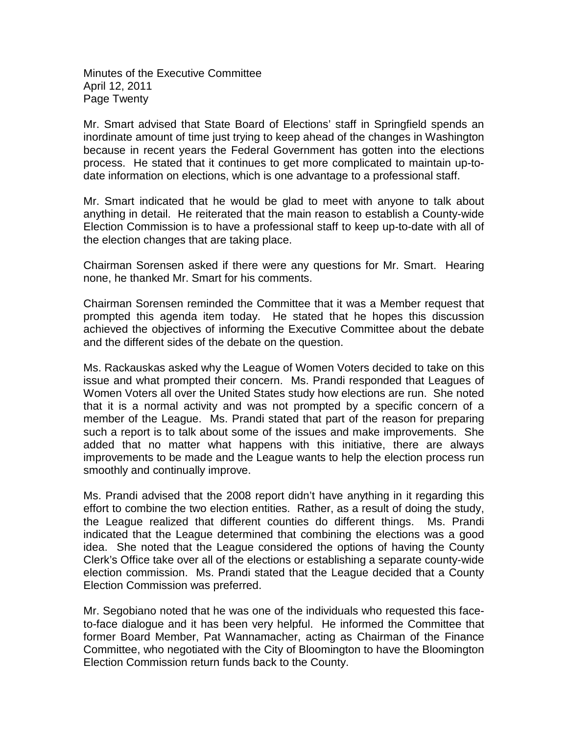Mr. Smart advised that State Board of Elections' staff in Springfield spends an inordinate amount of time just trying to keep ahead of the changes in Washington because in recent years the Federal Government has gotten into the elections process. He stated that it continues to get more complicated to maintain up-to-date information on elections, which is one advantage to a professional staff.

Mr. Smart indicated that he would be glad to meet with anyone to talk about anything in detail. He reiterated that the main reason to establish a County-wide Election Commission is to have a professional staff to keep up-to-date with all of the election changes that are taking place.

Chairman Sorensen asked if there were any questions for Mr. Smart. Hearing none, he thanked Mr. Smart for his comments.

Chairman Sorensen reminded the Committee that it was a Member request that prompted this agenda item today. He stated that he hopes this discussion achieved the objectives of informing the Executive Committee about the debate and the different sides of the debate on the question.

Ms. Rackauskas asked why the League of Women Voters decided to take on this issue and what prompted their concern. Ms. Prandi responded that Leagues of Women Voters all over the United States study how elections are run. She noted that it is a normal activity and was not prompted by a specific concern of a member of the League. Ms. Prandi stated that part of the reason for preparing such a report is to talk about some of the issues and make improvements. She added that no matter what happens with this initiative, there are always improvements to be made and the League wants to help the election process run smoothly and continually improve.

Ms. Prandi advised that the 2008 report didn't have anything in it regarding this effort to combine the two election entities. Rather, as a result of doing the study, the League realized that different counties do different things. Ms. Prandi indicated that the League determined that combining the elections was a good idea. She noted that the League considered the options of having the County Clerk's Office take over all of the elections or establishing a separate county-wide election commission. Ms. Prandi stated that the League decided that a County Election Commission was preferred.

Mr. Segobiano noted that he was one of the individuals who requested this face-to-face dialogue and it has been very helpful. He informed the Committee that former Board Member, Pat Wannamacher, acting as Chairman of the Finance Committee, who negotiated with the City of Bloomington to have the Bloomington Election Commission return funds back to the County.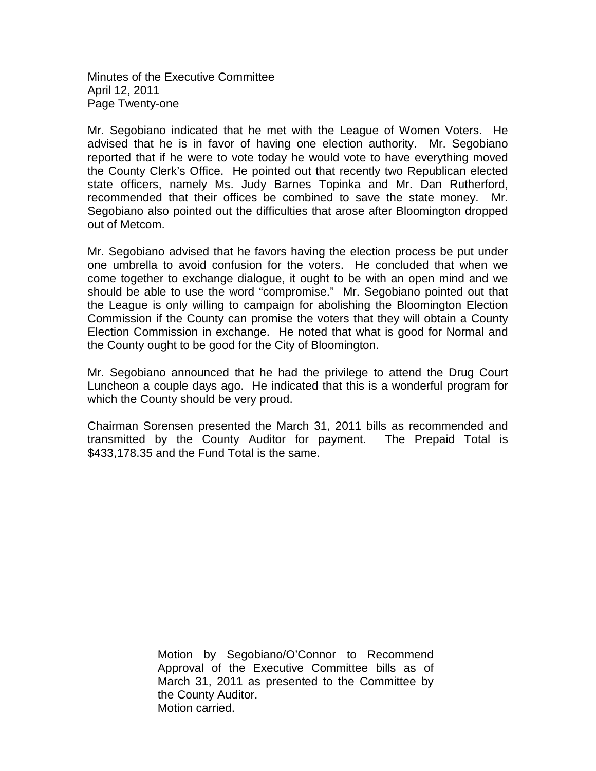Mr. Segobiano indicated that he met with the League of Women Voters. He advised that he is in favor of having one election authority. Mr. Segobiano reported that if he were to vote today he would vote to have everything moved the County Clerk's Office. He pointed out that recently two Republican elected state officers, namely Ms. Judy Barnes Topinka and Mr. Dan Rutherford, recommended that their offices be combined to save the state money. Mr. Segobiano also pointed out the difficulties that arose after Bloomington dropped out of Metcom.

Mr. Segobiano advised that he favors having the election process be put under one umbrella to avoid confusion for the voters. He concluded that when we come together to exchange dialogue, it ought to be with an open mind and we should be able to use the word "compromise." Mr. Segobiano pointed out that the League is only willing to campaign for abolishing the Bloomington Election Commission if the County can promise the voters that they will obtain a County Election Commission in exchange. He noted that what is good for Normal and the County ought to be good for the City of Bloomington.

Mr. Segobiano announced that he had the privilege to attend the Drug Court Luncheon a couple days ago. He indicated that this is a wonderful program for which the County should be very proud.

Chairman Sorensen presented the March 31, 2011 bills as recommended and transmitted by the County Auditor for payment. The Prepaid Total is $433,178.35 and the Fund Total is the same.

> Motion by Segobiano/O'Connor to Recommend Approval of the Executive Committee bills as of March 31, 2011 as presented to the Committee by the County Auditor.
> Motion carried.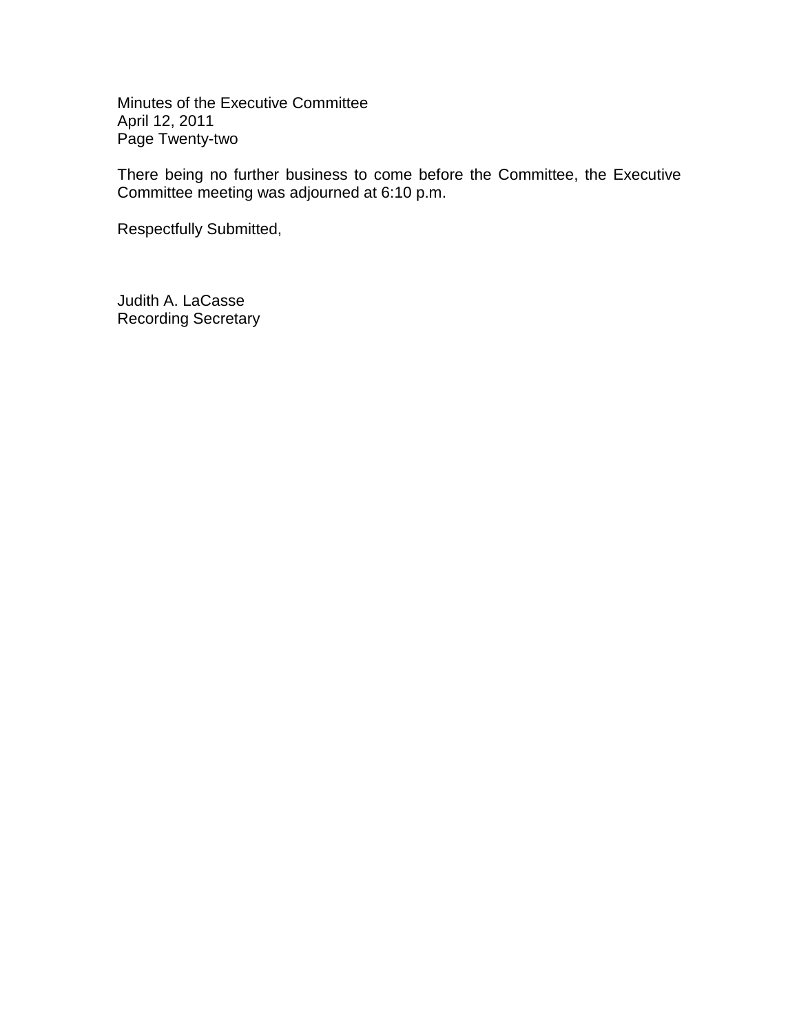There being no further business to come before the Committee, the Executive Committee meeting was adjourned at 6:10 p.m.

Respectfully Submitted,

Judith A. LaCasse
Recording Secretary